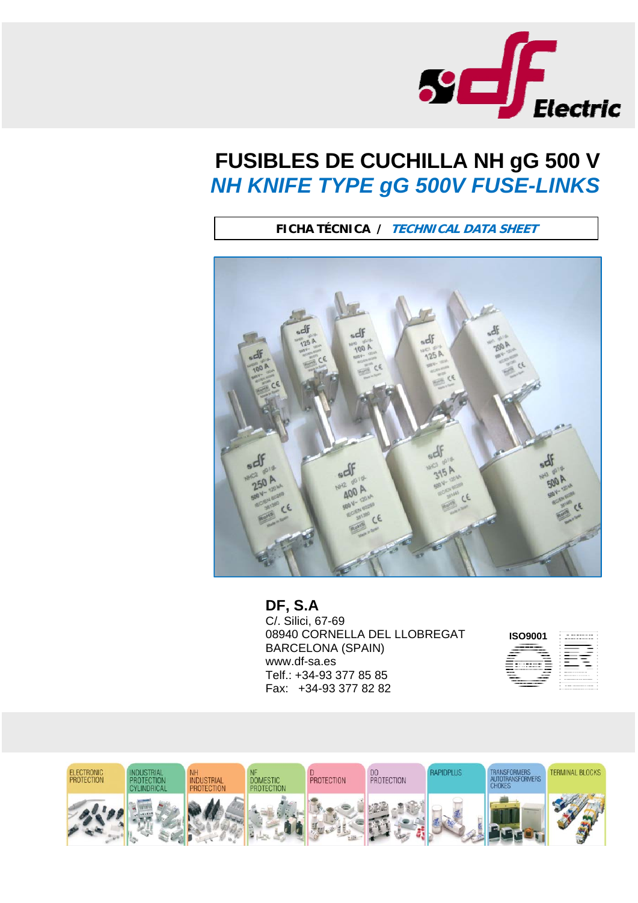# FUSIBLES DE CUCHILLA NH gG 500 V

## *NH KNIFE TYPE gG 500V FUSE-LINKS*

**FICHA TÉCNICA /** ***TECHNICAL DATA SHEET***

**DF, S.A**
C/. Silici, 67-69
08940 CORNELLA DEL LLOBREGAT
BARCELONA (SPAIN)
www.df-sa.es
Telf.: +34-93 377 85 85
Fax: +34-93 377 82 82

ISO9001

ELECTRONIC PROTECTION | INDUSTRIAL PROTECTION CYLINDRICAL | NH INDUSTRIAL PROTECTION | NF DOMESTIC PROTECTION | D PROTECTION | D0 PROTECTION | RAPIDPLUS | TRANSFORMERS AUTOTRANSFORMERS CHOKES | TERMINAL BLOCKS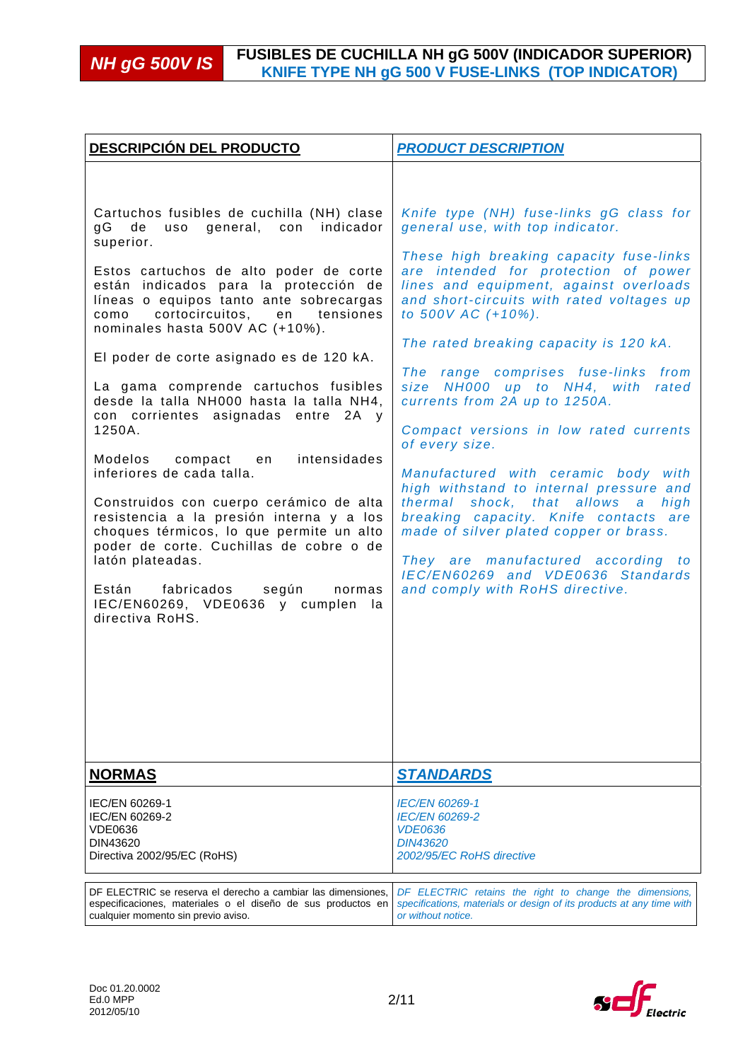# NH gG 500V IS

## FUSIBLES DE CUCHILLA NH gG 500V (INDICADOR SUPERIOR)
## KNIFE TYPE NH gG 500 V FUSE-LINKS (TOP INDICATOR)

| DESCRIPCIÓN DEL PRODUCTO | *PRODUCT DESCRIPTION* |
|---|---|
| Cartuchos fusibles de cuchilla (NH) clase gG de uso general, con indicador superior.<br><br>Estos cartuchos de alto poder de corte están indicados para la protección de líneas o equipos tanto ante sobrecargas como cortocircuitos, en tensiones nominales hasta 500V AC (+10%).<br><br>El poder de corte asignado es de 120 kA.<br><br>La gama comprende cartuchos fusibles desde la talla NH000 hasta la talla NH4, con corrientes asignadas entre 2A y 1250A.<br><br>Modelos compact en intensidades inferiores de cada talla.<br><br>Construidos con cuerpo cerámico de alta resistencia a la presión interna y a los choques térmicos, lo que permite un alto poder de corte. Cuchillas de cobre o de latón plateadas.<br><br>Están fabricados según normas IEC/EN60269, VDE0636 y cumplen la directiva RoHS. | *Knife type (NH) fuse-links gG class for general use, with top indicator.*<br><br>*These high breaking capacity fuse-links are intended for protection of power lines and equipment, against overloads and short-circuits with rated voltages up to 500V AC (+10%).*<br><br>*The rated breaking capacity is 120 kA.*<br><br>*The range comprises fuse-links from size NH000 up to NH4, with rated currents from 2A up to 1250A.*<br><br>*Compact versions in low rated currents of every size.*<br><br>*Manufactured with ceramic body with high withstand to internal pressure and thermal shock, that allows a high breaking capacity. Knife contacts are made of silver plated copper or brass.*<br><br>*They are manufactured according to IEC/EN60269 and VDE0636 Standards and comply with RoHS directive.* |
| **NORMAS** | ***STANDARDS*** |
| IEC/EN 60269-1<br>IEC/EN 60269-2<br>VDE0636<br>DIN43620<br>Directiva 2002/95/EC (RoHS) | *IEC/EN 60269-1*<br>*IEC/EN 60269-2*<br>*VDE0636*<br>*DIN43620*<br>*2002/95/EC RoHS directive* |

| DF ELECTRIC se reserva el derecho a cambiar las dimensiones, especificaciones, materiales o el diseño de sus productos en cualquier momento sin previo aviso. | *DF ELECTRIC retains the right to change the dimensions, specifications, materials or design of its products at any time with or without notice.* |
|---|---|

Doc 01.20.0002
Ed.0 MPP
2012/05/10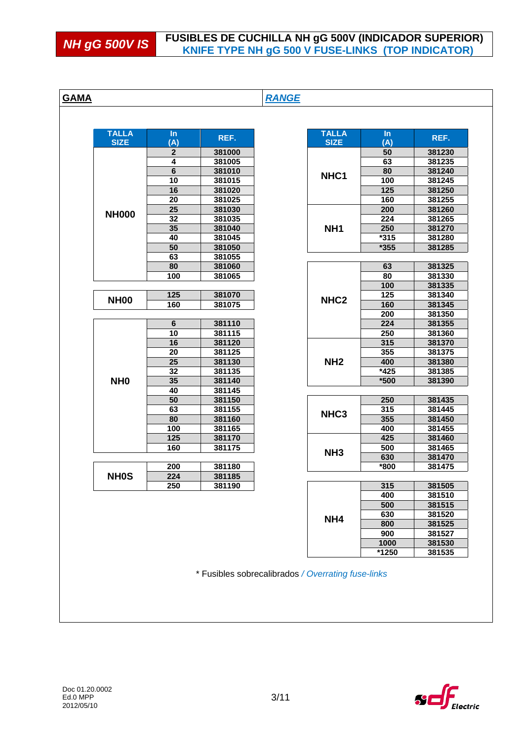# NH gG 500V IS

## FUSIBLES DE CUCHILLA NH gG 500V (INDICADOR SUPERIOR)
## *KNIFE TYPE NH gG 500 V FUSE-LINKS (TOP INDICATOR)*

**GAMA** / ***RANGE***

| TALLA SIZE | In (A) | REF. |
|---|---|---|
| NH000 | 2 | 381000 |
| | 4 | 381005 |
| | 6 | 381010 |
| | 10 | 381015 |
| | 16 | 381020 |
| | 20 | 381025 |
| | 25 | 381030 |
| | 32 | 381035 |
| | 35 | 381040 |
| | 40 | 381045 |
| | 50 | 381050 |
| | 63 | 381055 |
| | 80 | 381060 |
| | 100 | 381065 |
| NH00 | 125 | 381070 |
| | 160 | 381075 |
| NH0 | 6 | 381110 |
| | 10 | 381115 |
| | 16 | 381120 |
| | 20 | 381125 |
| | 25 | 381130 |
| | 32 | 381135 |
| | 35 | 381140 |
| | 40 | 381145 |
| | 50 | 381150 |
| | 63 | 381155 |
| | 80 | 381160 |
| | 100 | 381165 |
| | 125 | 381170 |
| | 160 | 381175 |
| NH0S | 200 | 381180 |
| | 224 | 381185 |
| | 250 | 381190 |

| TALLA SIZE | In (A) | REF. |
|---|---|---|
| NHC1 | 50 | 381230 |
| | 63 | 381235 |
| | 80 | 381240 |
| | 100 | 381245 |
| | 125 | 381250 |
| | 160 | 381255 |
| NH1 | 200 | 381260 |
| | 224 | 381265 |
| | 250 | 381270 |
| | *315 | 381280 |
| | *355 | 381285 |
| NHC2 | 63 | 381325 |
| | 80 | 381330 |
| | 100 | 381335 |
| | 125 | 381340 |
| | 160 | 381345 |
| | 200 | 381350 |
| | 224 | 381355 |
| | 250 | 381360 |
| NH2 | 315 | 381370 |
| | 355 | 381375 |
| | 400 | 381380 |
| | *425 | 381385 |
| | *500 | 381390 |
| NHC3 | 250 | 381435 |
| | 315 | 381445 |
| | 355 | 381450 |
| | 400 | 381455 |
| NH3 | 425 | 381460 |
| | 500 | 381465 |
| | 630 | 381470 |
| | *800 | 381475 |
| NH4 | 315 | 381505 |
| | 400 | 381510 |
| | 500 | 381515 |
| | 630 | 381520 |
| | 800 | 381525 |
| | 900 | 381527 |
| | 1000 | 381530 |
| | *1250 | 381535 |

* Fusibles sobrecalibrados / *Overrating fuse-links*

Doc 01.20.0002
Ed.0 MPP
2012/05/10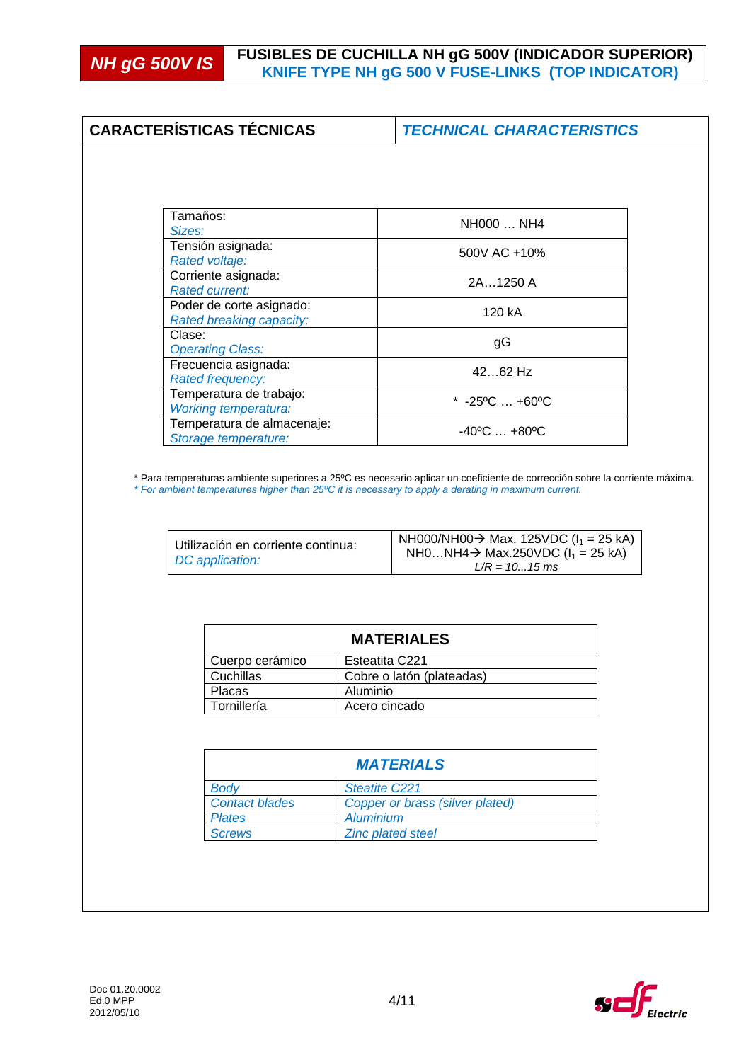# NH gG 500V IS

## FUSIBLES DE CUCHILLA NH gG 500V (INDICADOR SUPERIOR)
## KNIFE TYPE NH gG 500 V FUSE-LINKS (TOP INDICATOR)

| CARACTERÍSTICAS TÉCNICAS | *TECHNICAL CHARACTERISTICS* |
|---|---|

| | |
|---|---|
| Tamaños: *Sizes:* | NH000 … NH4 |
| Tensión asignada: *Rated voltaje:* | 500V AC +10% |
| Corriente asignada: *Rated current:* | 2A…1250 A |
| Poder de corte asignado: *Rated breaking capacity:* | 120 kA |
| Clase: *Operating Class:* | gG |
| Frecuencia asignada: *Rated frequency:* | 42…62 Hz |
| Temperatura de trabajo: *Working temperatura:* | * -25ºC … +60ºC |
| Temperatura de almacenaje: *Storage temperature:* | -40ºC … +80ºC |

* Para temperaturas ambiente superiores a 25ºC es necesario aplicar un coeficiente de corrección sobre la corriente máxima.
*\* For ambient temperatures higher than 25ºC it is necessary to apply a derating in maximum current.*

| | |
|---|---|
| Utilización en corriente continua: *DC application:* | NH000/NH00→ Max. 125VDC ($I_1$ = 25 kA) NH0…NH4→ Max.250VDC ($I_1$ = 25 kA) *L/R = 10…15 ms* |

| MATERIALES | |
|---|---|
| Cuerpo cerámico | Esteatita C221 |
| Cuchillas | Cobre o latón (plateadas) |
| Placas | Aluminio |
| Tornillería | Acero cincado |

| *MATERIALS* | |
|---|---|
| *Body* | *Steatite C221* |
| *Contact blades* | *Copper or brass (silver plated)* |
| *Plates* | *Aluminium* |
| *Screws* | *Zinc plated steel* |

Doc 01.20.0002
Ed.0 MPP
2012/05/10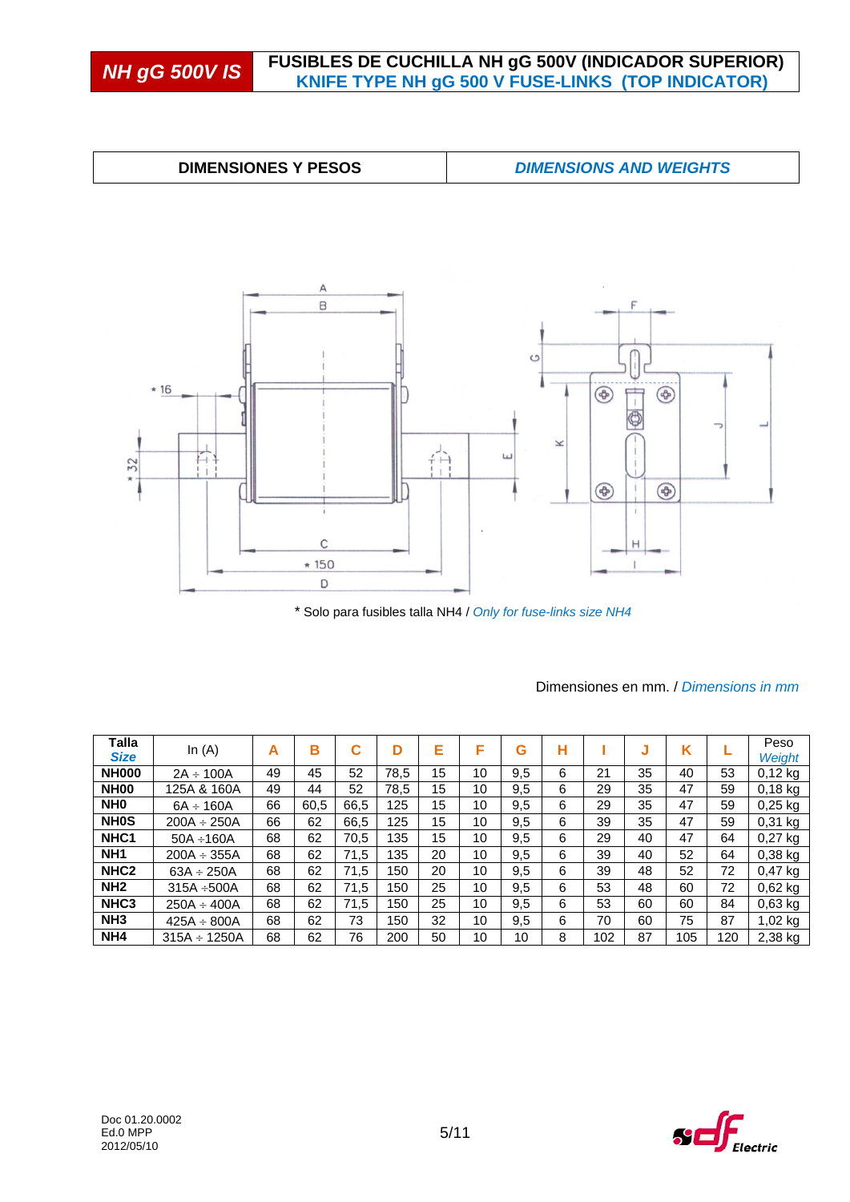# NH gG 500V IS

## FUSIBLES DE CUCHILLA NH gG 500V (INDICADOR SUPERIOR)
## *KNIFE TYPE NH gG 500 V FUSE-LINKS (TOP INDICATOR)*

| DIMENSIONES Y PESOS | *DIMENSIONS AND WEIGHTS* |
|---|---|

\* Solo para fusibles talla NH4 / *Only for fuse-links size NH4*

Dimensiones en mm. / *Dimensions in mm*

| Talla *Size* | In (A) | A | B | C | D | E | F | G | H | I | J | K | L | Peso *Weight* |
|---|---|---|---|---|---|---|---|---|---|---|---|---|---|---|
| **NH000** | 2A ÷ 100A | 49 | 45 | 52 | 78,5 | 15 | 10 | 9,5 | 6 | 21 | 35 | 40 | 53 | 0,12 kg |
| **NH00** | 125A & 160A | 49 | 44 | 52 | 78,5 | 15 | 10 | 9,5 | 6 | 29 | 35 | 47 | 59 | 0,18 kg |
| **NH0** | 6A ÷ 160A | 66 | 60,5 | 66,5 | 125 | 15 | 10 | 9,5 | 6 | 29 | 35 | 47 | 59 | 0,25 kg |
| **NH0S** | 200A ÷ 250A | 66 | 62 | 66,5 | 125 | 15 | 10 | 9,5 | 6 | 39 | 35 | 47 | 59 | 0,31 kg |
| **NHC1** | 50A ÷160A | 68 | 62 | 70,5 | 135 | 15 | 10 | 9,5 | 6 | 29 | 40 | 47 | 64 | 0,27 kg |
| **NH1** | 200A ÷ 355A | 68 | 62 | 71,5 | 135 | 20 | 10 | 9,5 | 6 | 39 | 40 | 52 | 64 | 0,38 kg |
| **NHC2** | 63A ÷ 250A | 68 | 62 | 71,5 | 150 | 20 | 10 | 9,5 | 6 | 39 | 48 | 52 | 72 | 0,47 kg |
| **NH2** | 315A ÷500A | 68 | 62 | 71,5 | 150 | 25 | 10 | 9,5 | 6 | 53 | 48 | 60 | 72 | 0,62 kg |
| **NHC3** | 250A ÷ 400A | 68 | 62 | 71,5 | 150 | 25 | 10 | 9,5 | 6 | 53 | 60 | 60 | 84 | 0,63 kg |
| **NH3** | 425A ÷ 800A | 68 | 62 | 73 | 150 | 32 | 10 | 9,5 | 6 | 70 | 60 | 75 | 87 | 1,02 kg |
| **NH4** | 315A ÷ 1250A | 68 | 62 | 76 | 200 | 50 | 10 | 10 | 8 | 102 | 87 | 105 | 120 | 2,38 kg |

Doc 01.20.0002
Ed.0 MPP
2012/05/10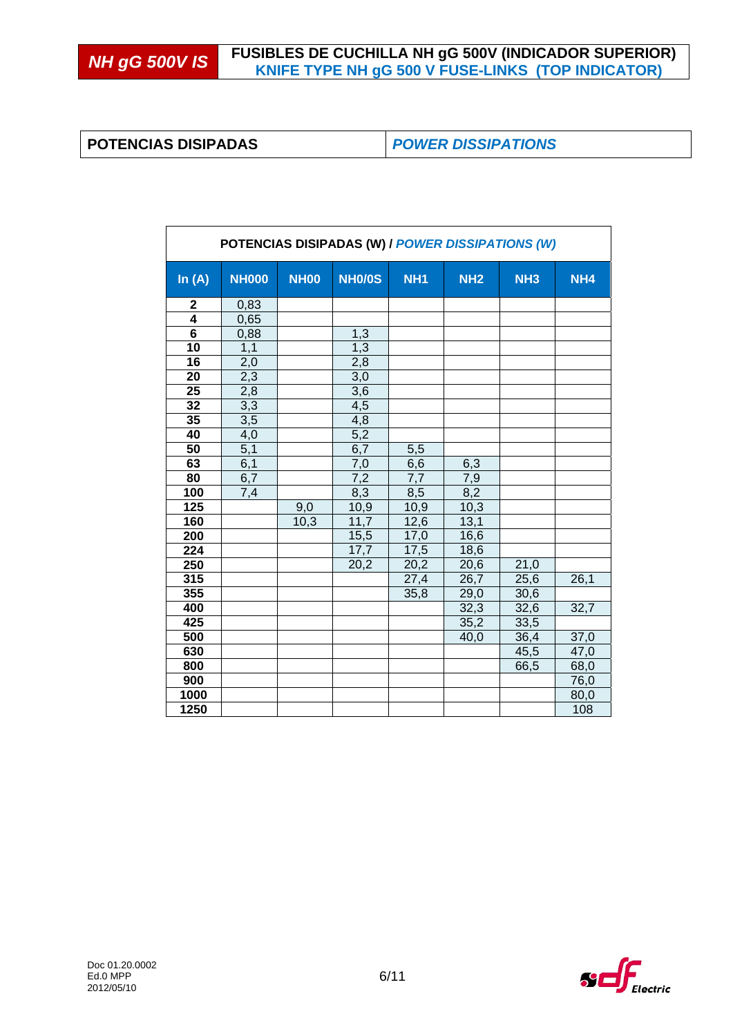# NH gG 500V IS

## FUSIBLES DE CUCHILLA NH gG 500V (INDICADOR SUPERIOR)
## KNIFE TYPE NH gG 500 V FUSE-LINKS (TOP INDICATOR)

**POTENCIAS DISIPADAS** | ***POWER DISSIPATIONS***

**POTENCIAS DISIPADAS (W) / *POWER DISSIPATIONS (W)***

| In (A) | NH000 | NH00 | NH0/0S | NH1 | NH2 | NH3 | NH4 |
|---|---|---|---|---|---|---|---|
| **2** | 0,83 | | | | | | |
| **4** | 0,65 | | | | | | |
| **6** | 0,88 | | 1,3 | | | | |
| **10** | 1,1 | | 1,3 | | | | |
| **16** | 2,0 | | 2,8 | | | | |
| **20** | 2,3 | | 3,0 | | | | |
| **25** | 2,8 | | 3,6 | | | | |
| **32** | 3,3 | | 4,5 | | | | |
| **35** | 3,5 | | 4,8 | | | | |
| **40** | 4,0 | | 5,2 | | | | |
| **50** | 5,1 | | 6,7 | 5,5 | | | |
| **63** | 6,1 | | 7,0 | 6,6 | 6,3 | | |
| **80** | 6,7 | | 7,2 | 7,7 | 7,9 | | |
| **100** | 7,4 | | 8,3 | 8,5 | 8,2 | | |
| **125** | | 9,0 | 10,9 | 10,9 | 10,3 | | |
| **160** | | 10,3 | 11,7 | 12,6 | 13,1 | | |
| **200** | | | 15,5 | 17,0 | 16,6 | | |
| **224** | | | 17,7 | 17,5 | 18,6 | | |
| **250** | | | 20,2 | 20,2 | 20,6 | 21,0 | |
| **315** | | | | 27,4 | 26,7 | 25,6 | 26,1 |
| **355** | | | | 35,8 | 29,0 | 30,6 | |
| **400** | | | | | 32,3 | 32,6 | 32,7 |
| **425** | | | | | 35,2 | 33,5 | |
| **500** | | | | | 40,0 | 36,4 | 37,0 |
| **630** | | | | | | 45,5 | 47,0 |
| **800** | | | | | | 66,5 | 68,0 |
| **900** | | | | | | | 76,0 |
| **1000** | | | | | | | 80,0 |
| **1250** | | | | | | | 108 |

Doc 01.20.0002
Ed.0 MPP
2012/05/10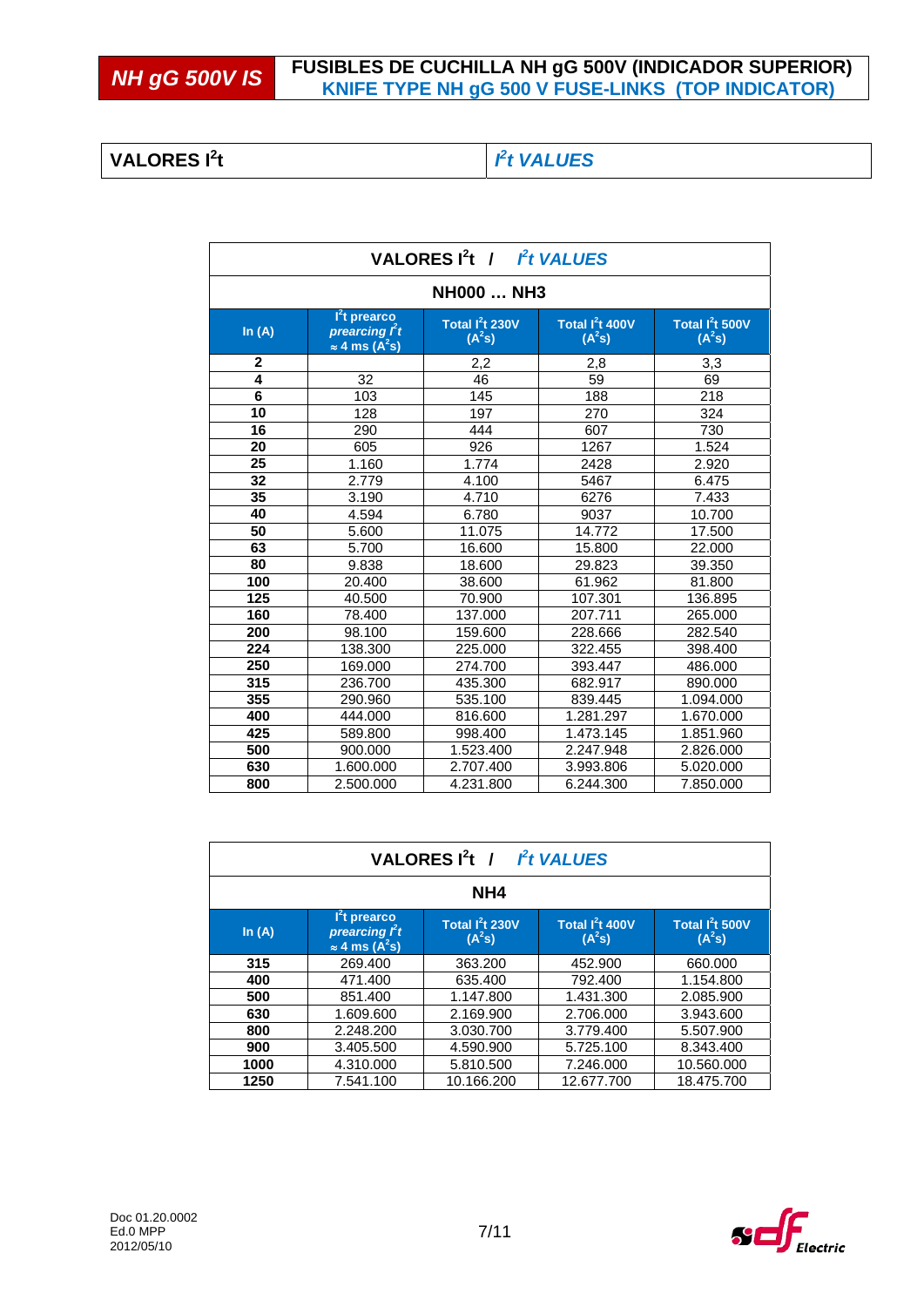# NH gG 500V IS

**FUSIBLES DE CUCHILLA NH gG 500V (INDICADOR SUPERIOR)**
*KNIFE TYPE NH gG 500 V FUSE-LINKS (TOP INDICATOR)*

## VALORES $I^2t$ | *$I^2t$ VALUES*

**VALORES $I^2t$ / *$I^2t$ VALUES***

**NH000 … NH3**

| In (A) | $I^2t$ prearco *prearcing $I^2t$* ≈ 4 ms ($A^2s$) | Total $I^2t$ 230V ($A^2s$) | Total $I^2t$ 400V ($A^2s$) | Total $I^2t$ 500V ($A^2s$) |
|---|---|---|---|---|
| **2** | | 2,2 | 2,8 | 3,3 |
| **4** | 32 | 46 | 59 | 69 |
| **6** | 103 | 145 | 188 | 218 |
| **10** | 128 | 197 | 270 | 324 |
| **16** | 290 | 444 | 607 | 730 |
| **20** | 605 | 926 | 1267 | 1.524 |
| **25** | 1.160 | 1.774 | 2428 | 2.920 |
| **32** | 2.779 | 4.100 | 5467 | 6.475 |
| **35** | 3.190 | 4.710 | 6276 | 7.433 |
| **40** | 4.594 | 6.780 | 9037 | 10.700 |
| **50** | 5.600 | 11.075 | 14.772 | 17.500 |
| **63** | 5.700 | 16.600 | 15.800 | 22.000 |
| **80** | 9.838 | 18.600 | 29.823 | 39.350 |
| **100** | 20.400 | 38.600 | 61.962 | 81.800 |
| **125** | 40.500 | 70.900 | 107.301 | 136.895 |
| **160** | 78.400 | 137.000 | 207.711 | 265.000 |
| **200** | 98.100 | 159.600 | 228.666 | 282.540 |
| **224** | 138.300 | 225.000 | 322.455 | 398.400 |
| **250** | 169.000 | 274.700 | 393.447 | 486.000 |
| **315** | 236.700 | 435.300 | 682.917 | 890.000 |
| **355** | 290.960 | 535.100 | 839.445 | 1.094.000 |
| **400** | 444.000 | 816.600 | 1.281.297 | 1.670.000 |
| **425** | 589.800 | 998.400 | 1.473.145 | 1.851.960 |
| **500** | 900.000 | 1.523.400 | 2.247.948 | 2.826.000 |
| **630** | 1.600.000 | 2.707.400 | 3.993.806 | 5.020.000 |
| **800** | 2.500.000 | 4.231.800 | 6.244.300 | 7.850.000 |

**VALORES $I^2t$ / *$I^2t$ VALUES***

**NH4**

| In (A) | $I^2t$ prearco *prearcing $I^2t$* ≈ 4 ms ($A^2s$) | Total $I^2t$ 230V ($A^2s$) | Total $I^2t$ 400V ($A^2s$) | Total $I^2t$ 500V ($A^2s$) |
|---|---|---|---|---|
| **315** | 269.400 | 363.200 | 452.900 | 660.000 |
| **400** | 471.400 | 635.400 | 792.400 | 1.154.800 |
| **500** | 851.400 | 1.147.800 | 1.431.300 | 2.085.900 |
| **630** | 1.609.600 | 2.169.900 | 2.706.000 | 3.943.600 |
| **800** | 2.248.200 | 3.030.700 | 3.779.400 | 5.507.900 |
| **900** | 3.405.500 | 4.590.900 | 5.725.100 | 8.343.400 |
| **1000** | 4.310.000 | 5.810.500 | 7.246.000 | 10.560.000 |
| **1250** | 7.541.100 | 10.166.200 | 12.677.700 | 18.475.700 |

Doc 01.20.0002
Ed.0 MPP
2012/05/10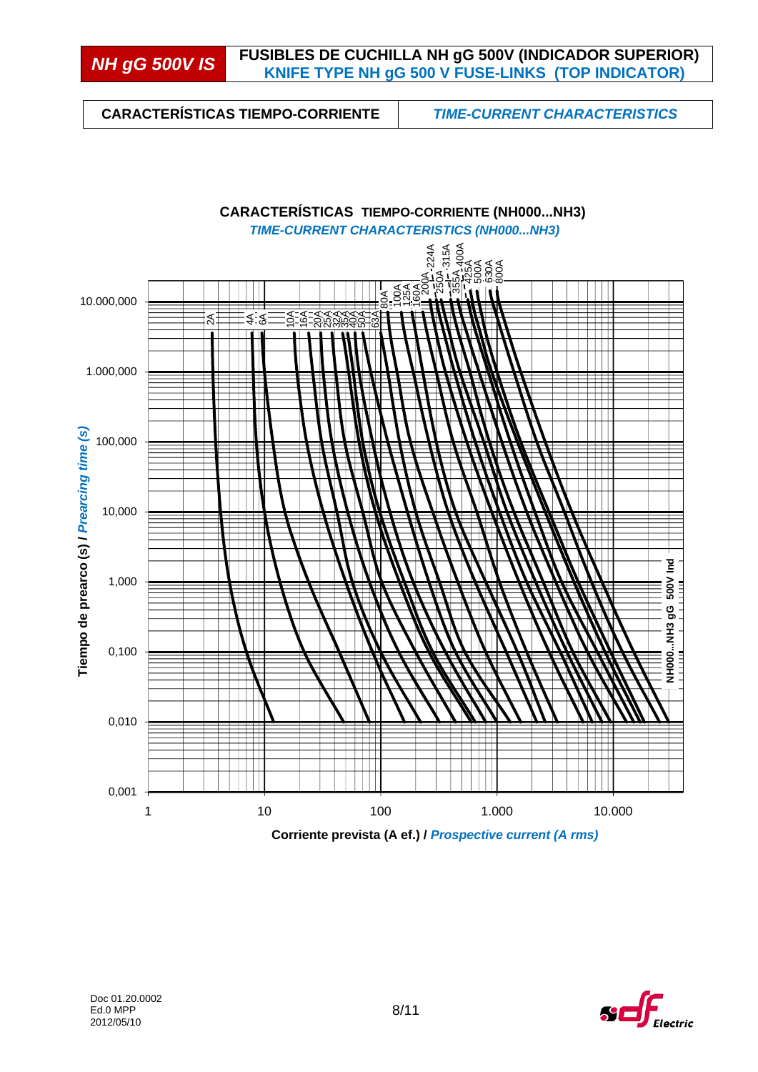**NH gG 500V IS**

**FUSIBLES DE CUCHILLA NH gG 500V (INDICADOR SUPERIOR)**
***KNIFE TYPE NH gG 500 V FUSE-LINKS (TOP INDICATOR)***

| **CARACTERÍSTICAS TIEMPO-CORRIENTE** | ***TIME-CURRENT CHARACTERISTICS*** |
|---|---|

## CARACTERÍSTICAS TIEMPO-CORRIENTE (NH000...NH3)
### *TIME-CURRENT CHARACTERISTICS (NH000...NH3)*

Curves: 2A, 4A, 6A, 10A, 16A, 20A, 25A, 32A, 35A, 40A, 50A, 63A, 80A, 100A, 125A, 160A, 200A, 224A, 250A, 315A, 355A, 400A, 425A, 500A, 630A, 800A

Tiempo de prearco (s) / *Prearcing time (s)*: 0,001 – 0,010 – 0,100 – 1,000 – 10,000 – 100,000 – 1.000,000 – 10.000,000

Corriente prevista (A ef.) / *Prospective current (A rms)*: 1 – 10 – 100 – 1.000 – 10.000

NH000...NH3 gG 500V Ind

Doc 01.20.0002
Ed.0 MPP
2012/05/10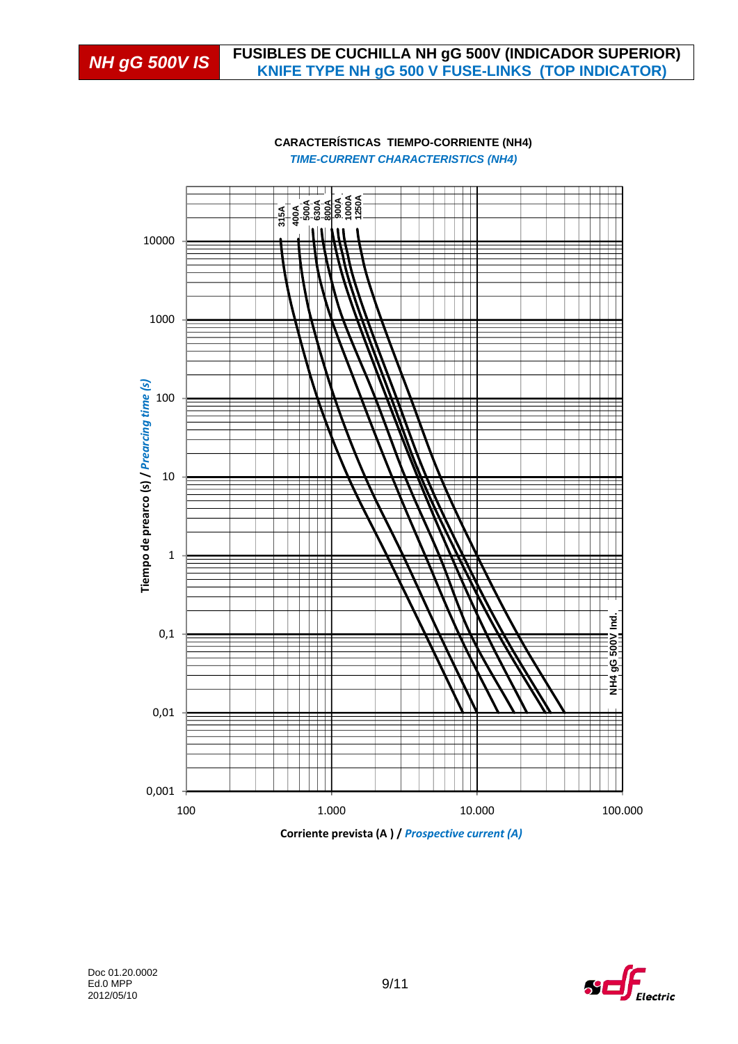# NH gG 500V IS

## FUSIBLES DE CUCHILLA NH gG 500V (INDICADOR SUPERIOR)
## KNIFE TYPE NH gG 500 V FUSE-LINKS (TOP INDICATOR)

**CARACTERÍSTICAS TIEMPO-CORRIENTE (NH4)**
***TIME-CURRENT CHARACTERISTICS (NH4)***

315A 400A 500A 630A 800A 900A 1000A 1250A

Tiempo de prearco (s) / *Prearcing time (s)*

10000
1000
100
10
1
0,1
0,01
0,001

NH4 gG 500V Ind.

100 1.000 10.000 100.000

**Corriente prevista (A ) /** ***Prospective current (A)***

Doc 01.20.0002
Ed.0 MPP
2012/05/10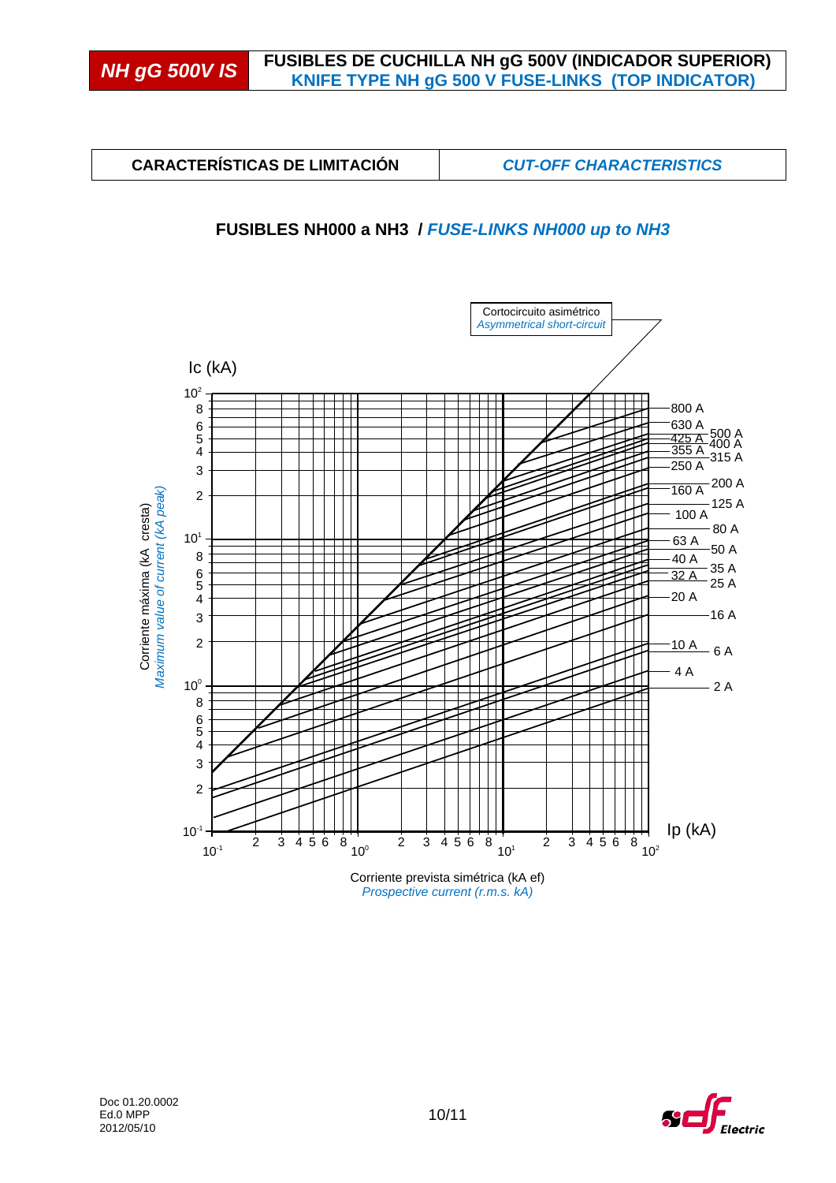**NH gG 500V IS**

**FUSIBLES DE CUCHILLA NH gG 500V (INDICADOR SUPERIOR)**
***KNIFE TYPE NH gG 500 V FUSE-LINKS (TOP INDICATOR)***

| **CARACTERÍSTICAS DE LIMITACIÓN** | ***CUT-OFF CHARACTERISTICS*** |
|---|---|

## FUSIBLES NH000 a NH3 / *FUSE-LINKS NH000 up to NH3*

Cortocircuito asimétrico
*Asymmetrical short-circuit*

Ic (kA)

Corriente máxima (kA cresta)
*Maximum value of current (kA peak)*

800 A, 630 A, 500 A, 425 A, 400 A, 355 A, 315 A, 250 A, 200 A, 160 A, 125 A, 100 A, 80 A, 63 A, 50 A, 40 A, 35 A, 32 A, 25 A, 20 A, 16 A, 10 A, 6 A, 4 A, 2 A

Ip (kA)

Corriente prevista simétrica (kA ef)
*Prospective current (r.m.s. kA)*

Doc 01.20.0002
Ed.0 MPP
2012/05/10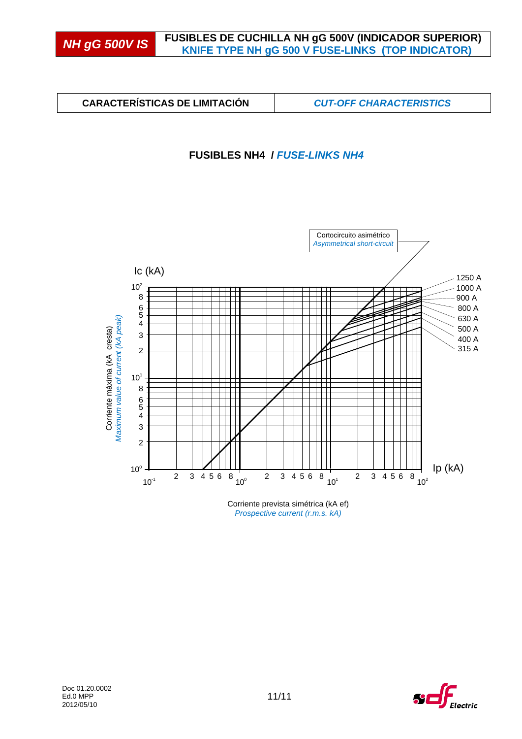**NH gG 500V IS**

**FUSIBLES DE CUCHILLA NH gG 500V (INDICADOR SUPERIOR)**
**KNIFE TYPE NH gG 500 V FUSE-LINKS (TOP INDICATOR)**

| **CARACTERÍSTICAS DE LIMITACIÓN** | ***CUT-OFF CHARACTERISTICS*** |
|---|---|

## FUSIBLES NH4 / *FUSE-LINKS NH4*

Cortocircuito asimétrico
*Asymmetrical short-circuit*

Ic (kA)

$10^2$
8
6
5
4
3
2
$10^1$
8
6
5
4
3
2
$10^0$

1250 A
1000 A
900 A
800 A
630 A
500 A
400 A
315 A

Ip (kA)

$10^{-1}$ 2 3 4 5 6 8 $10^0$ 2 3 4 5 6 8 $10^1$ 2 3 4 5 6 8 $10^2$

Corriente máxima (kA cresta)
*Maximum value of current (kA peak)*

Corriente prevista simétrica (kA ef)
*Prospective current (r.m.s. kA)*

Doc 01.20.0002
Ed.0 MPP
2012/05/10